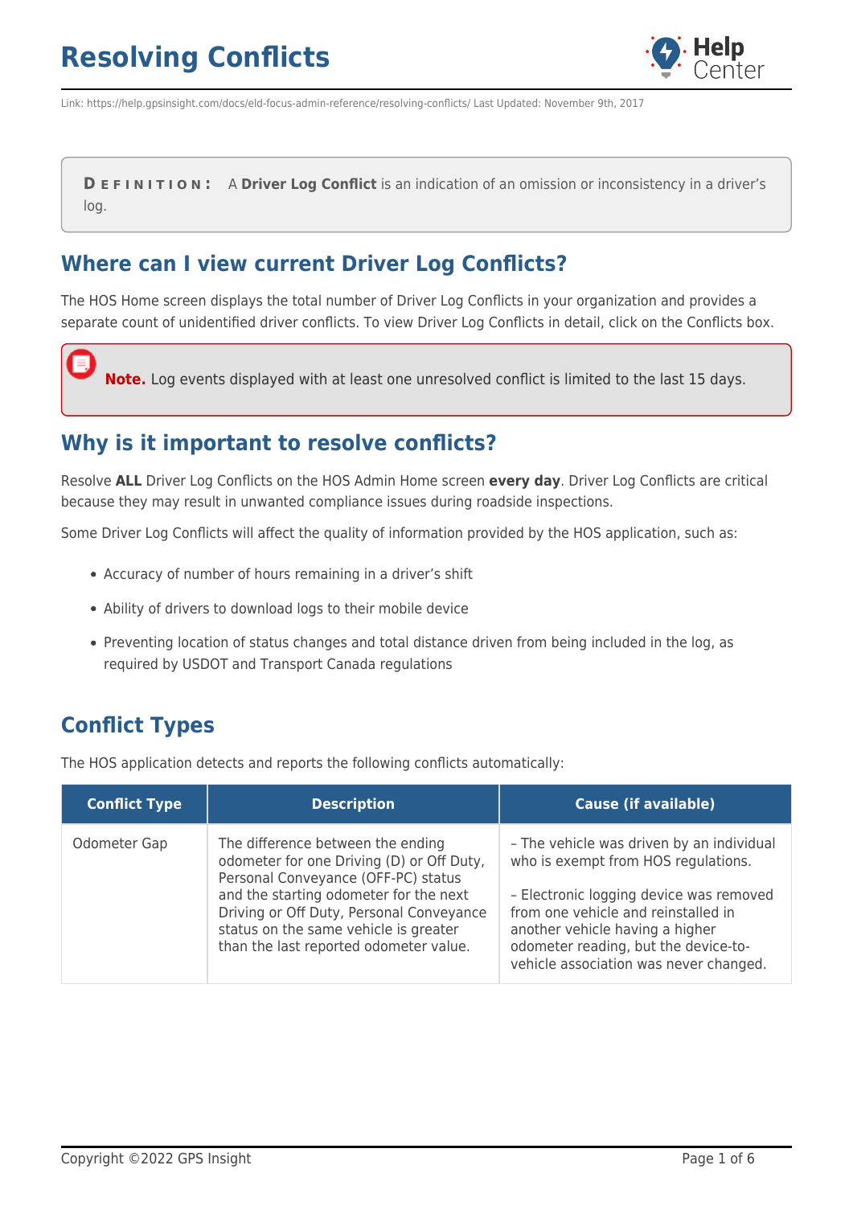# Resolving Conflicts

Link: https://help.gpsinsight.com/docs/eld-focus-admin-reference/resolving-conflicts/ Last Updated: November 9th, 2017

**DEFINITION:** A **Driver Log Conflict** is an indication of an omission or inconsistency in a driver's log.

## Where can I view current Driver Log Conflicts?

The HOS Home screen displays the total number of Driver Log Conflicts in your organization and provides a separate count of unidentified driver conflicts. To view Driver Log Conflicts in detail, click on the Conflicts box.

**Note.** Log events displayed with at least one unresolved conflict is limited to the last 15 days.

## Why is it important to resolve conflicts?

Resolve **ALL** Driver Log Conflicts on the HOS Admin Home screen **every day**. Driver Log Conflicts are critical because they may result in unwanted compliance issues during roadside inspections.

Some Driver Log Conflicts will affect the quality of information provided by the HOS application, such as:

- Accuracy of number of hours remaining in a driver's shift
- Ability of drivers to download logs to their mobile device
- Preventing location of status changes and total distance driven from being included in the log, as required by USDOT and Transport Canada regulations

## Conflict Types

The HOS application detects and reports the following conflicts automatically:

| Conflict Type | Description | Cause (if available) |
|---|---|---|
| Odometer Gap | The difference between the ending odometer for one Driving (D) or Off Duty, Personal Conveyance (OFF-PC) status and the starting odometer for the next Driving or Off Duty, Personal Conveyance status on the same vehicle is greater than the last reported odometer value. | – The vehicle was driven by an individual who is exempt from HOS regulations.<br><br>– Electronic logging device was removed from one vehicle and reinstalled in another vehicle having a higher odometer reading, but the device-to-vehicle association was never changed. |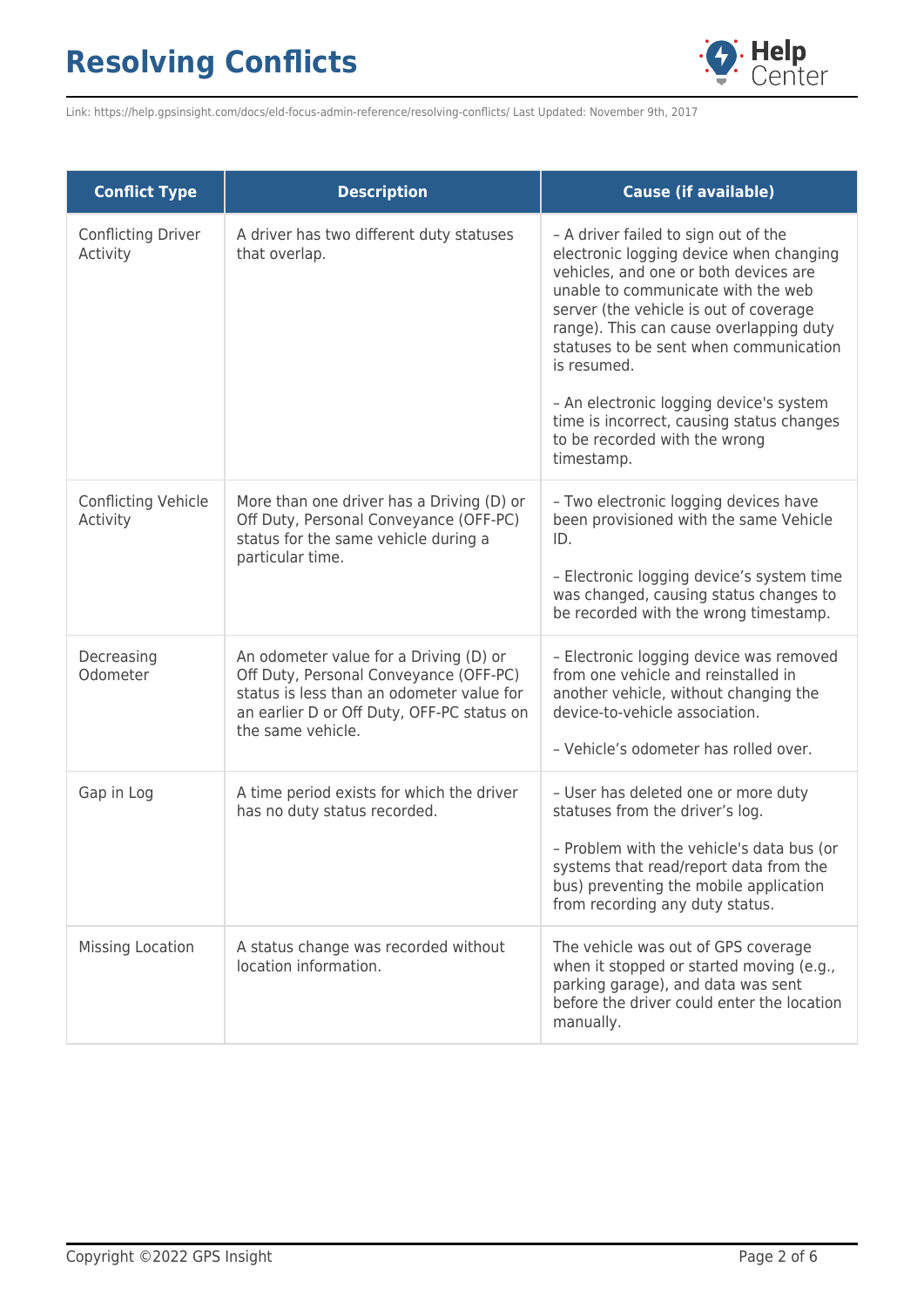| Conflict Type | Description | Cause (if available) |
| --- | --- | --- |
| Conflicting Driver Activity | A driver has two different duty statuses that overlap. | – A driver failed to sign out of the electronic logging device when changing vehicles, and one or both devices are unable to communicate with the web server (the vehicle is out of coverage range). This can cause overlapping duty statuses to be sent when communication is resumed.<br><br>– An electronic logging device's system time is incorrect, causing status changes to be recorded with the wrong timestamp. |
| Conflicting Vehicle Activity | More than one driver has a Driving (D) or Off Duty, Personal Conveyance (OFF-PC) status for the same vehicle during a particular time. | – Two electronic logging devices have been provisioned with the same Vehicle ID.<br><br>– Electronic logging device's system time was changed, causing status changes to be recorded with the wrong timestamp. |
| Decreasing Odometer | An odometer value for a Driving (D) or Off Duty, Personal Conveyance (OFF-PC) status is less than an odometer value for an earlier D or Off Duty, OFF-PC status on the same vehicle. | – Electronic logging device was removed from one vehicle and reinstalled in another vehicle, without changing the device-to-vehicle association.<br><br>– Vehicle's odometer has rolled over. |
| Gap in Log | A time period exists for which the driver has no duty status recorded. | – User has deleted one or more duty statuses from the driver's log.<br><br>– Problem with the vehicle's data bus (or systems that read/report data from the bus) preventing the mobile application from recording any duty status. |
| Missing Location | A status change was recorded without location information. | The vehicle was out of GPS coverage when it stopped or started moving (e.g., parking garage), and data was sent before the driver could enter the location manually. |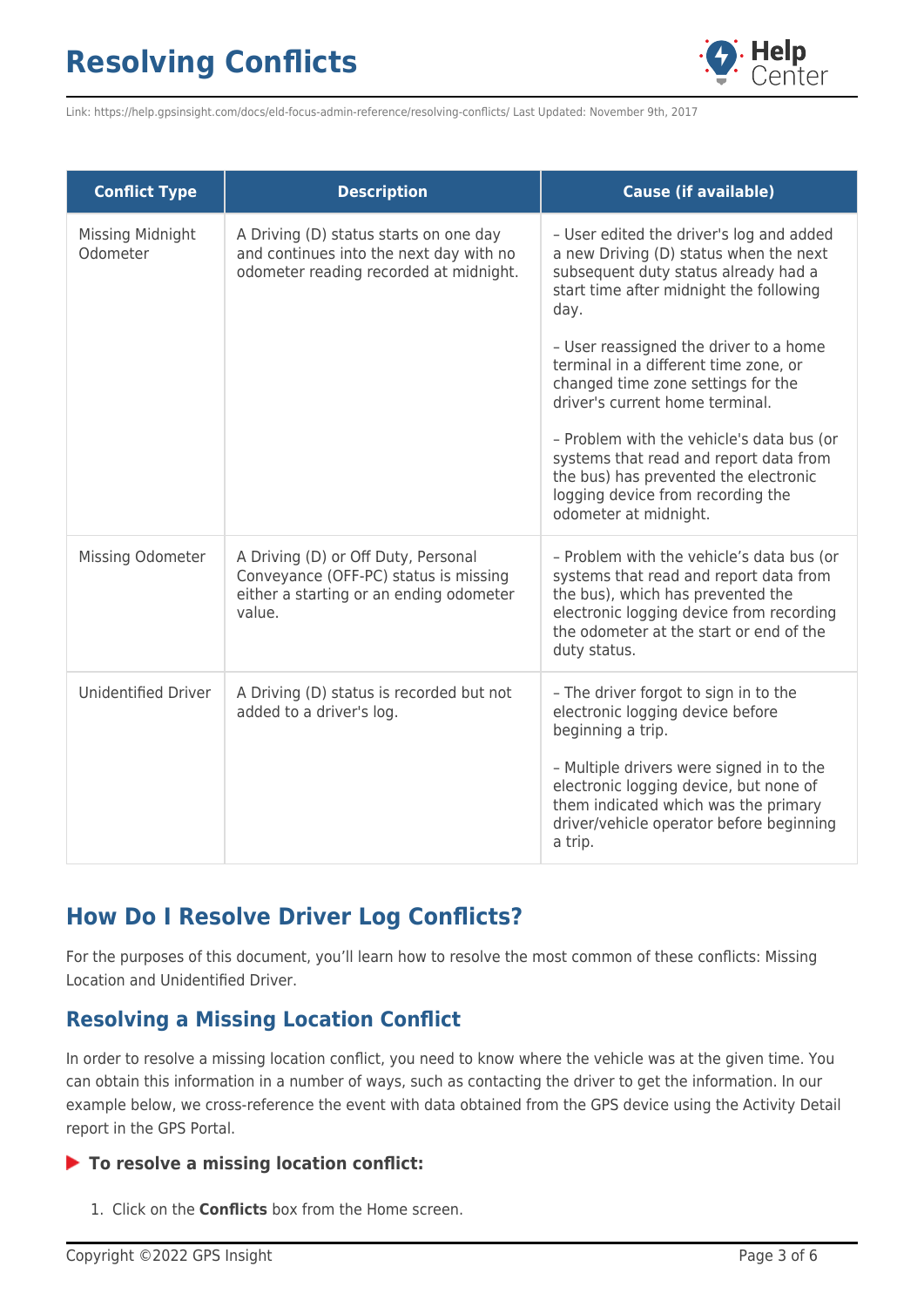| Conflict Type | Description | Cause (if available) |
|---|---|---|
| Missing Midnight Odometer | A Driving (D) status starts on one day and continues into the next day with no odometer reading recorded at midnight. | – User edited the driver's log and added a new Driving (D) status when the next subsequent duty status already had a start time after midnight the following day.<br><br>– User reassigned the driver to a home terminal in a different time zone, or changed time zone settings for the driver's current home terminal.<br><br>– Problem with the vehicle's data bus (or systems that read and report data from the bus) has prevented the electronic logging device from recording the odometer at midnight. |
| Missing Odometer | A Driving (D) or Off Duty, Personal Conveyance (OFF-PC) status is missing either a starting or an ending odometer value. | – Problem with the vehicle's data bus (or systems that read and report data from the bus), which has prevented the electronic logging device from recording the odometer at the start or end of the duty status. |
| Unidentified Driver | A Driving (D) status is recorded but not added to a driver's log. | – The driver forgot to sign in to the electronic logging device before beginning a trip.<br><br>– Multiple drivers were signed in to the electronic logging device, but none of them indicated which was the primary driver/vehicle operator before beginning a trip. |

## How Do I Resolve Driver Log Conflicts?

For the purposes of this document, you'll learn how to resolve the most common of these conflicts: Missing Location and Unidentified Driver.

### Resolving a Missing Location Conflict

In order to resolve a missing location conflict, you need to know where the vehicle was at the given time. You can obtain this information in a number of ways, such as contacting the driver to get the information. In our example below, we cross-reference the event with data obtained from the GPS device using the Activity Detail report in the GPS Portal.

**To resolve a missing location conflict:**

1. Click on the **Conflicts** box from the Home screen.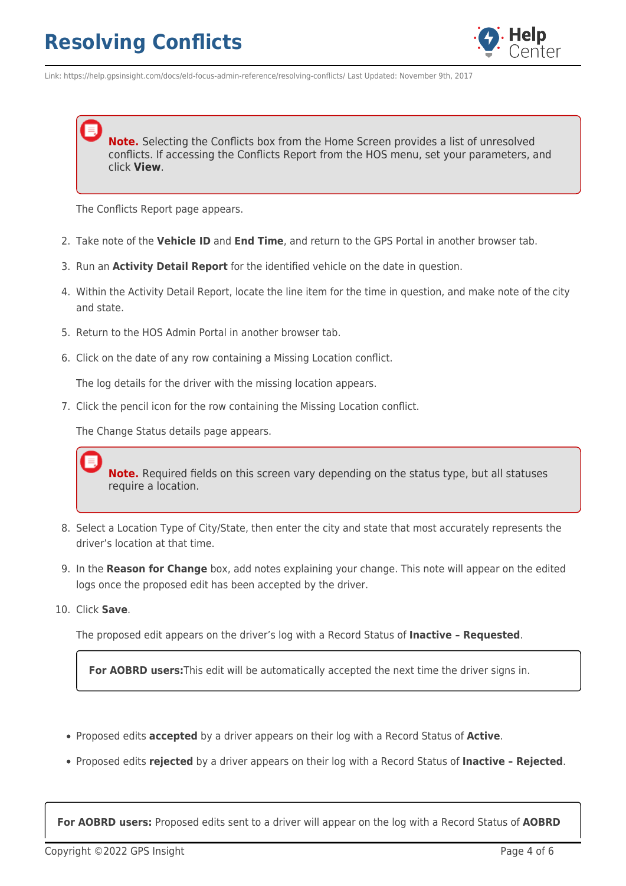> **Note.** Selecting the Conflicts box from the Home Screen provides a list of unresolved conflicts. If accessing the Conflicts Report from the HOS menu, set your parameters, and click **View**.

The Conflicts Report page appears.

2. Take note of the **Vehicle ID** and **End Time**, and return to the GPS Portal in another browser tab.
3. Run an **Activity Detail Report** for the identified vehicle on the date in question.
4. Within the Activity Detail Report, locate the line item for the time in question, and make note of the city and state.
5. Return to the HOS Admin Portal in another browser tab.
6. Click on the date of any row containing a Missing Location conflict.

   The log details for the driver with the missing location appears.
7. Click the pencil icon for the row containing the Missing Location conflict.

   The Change Status details page appears.

   > **Note.** Required fields on this screen vary depending on the status type, but all statuses require a location.
8. Select a Location Type of City/State, then enter the city and state that most accurately represents the driver's location at that time.
9. In the **Reason for Change** box, add notes explaining your change. This note will appear on the edited logs once the proposed edit has been accepted by the driver.
10. Click **Save**.

    The proposed edit appears on the driver's log with a Record Status of **Inactive – Requested**.

    > **For AOBRD users:**This edit will be automatically accepted the next time the driver signs in.

- Proposed edits **accepted** by a driver appears on their log with a Record Status of **Active**.
- Proposed edits **rejected** by a driver appears on their log with a Record Status of **Inactive – Rejected**.

> **For AOBRD users:** Proposed edits sent to a driver will appear on the log with a Record Status of **AOBRD**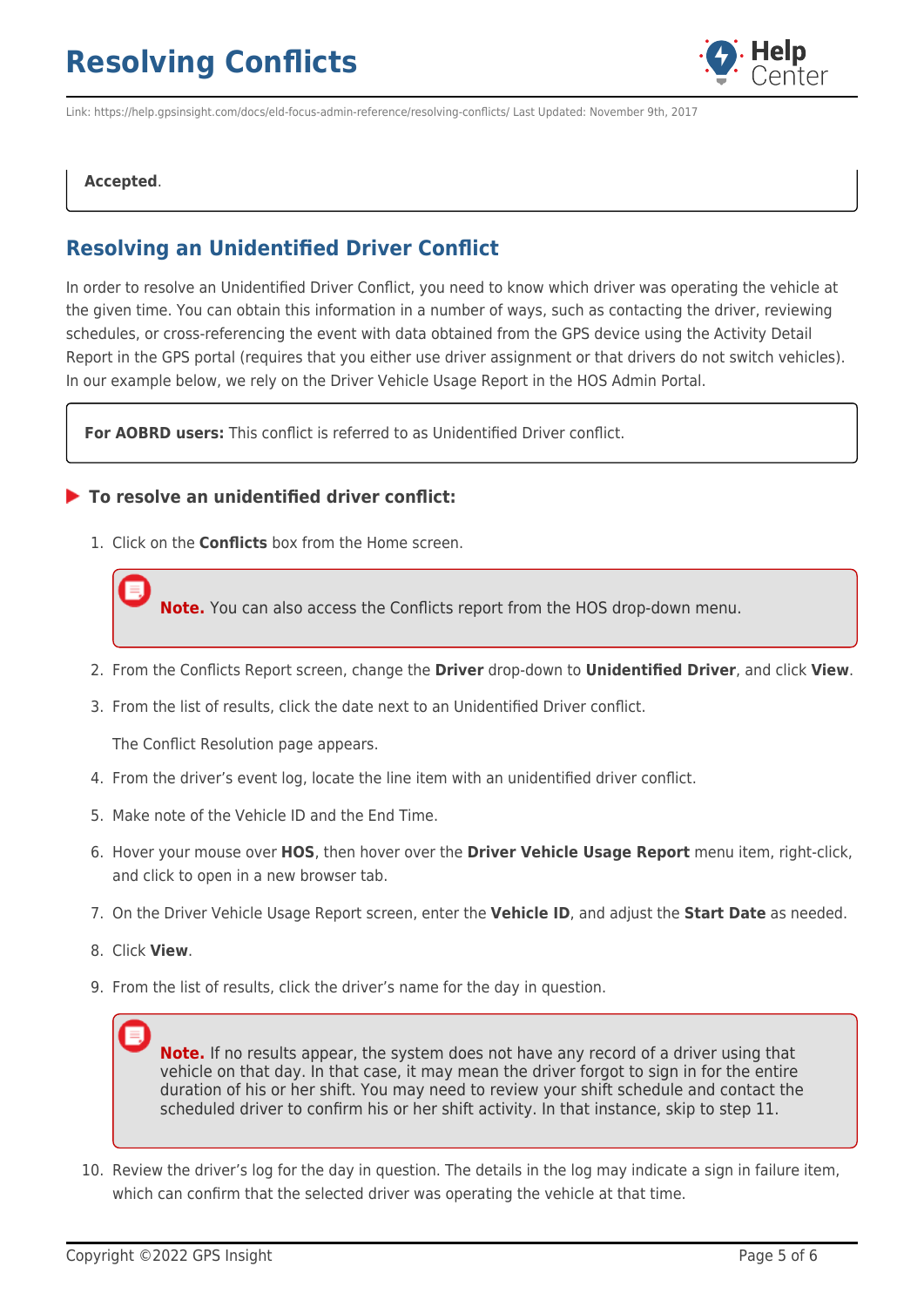**Accepted**.

## Resolving an Unidentified Driver Conflict

In order to resolve an Unidentified Driver Conflict, you need to know which driver was operating the vehicle at the given time. You can obtain this information in a number of ways, such as contacting the driver, reviewing schedules, or cross-referencing the event with data obtained from the GPS device using the Activity Detail Report in the GPS portal (requires that you either use driver assignment or that drivers do not switch vehicles). In our example below, we rely on the Driver Vehicle Usage Report in the HOS Admin Portal.

> **For AOBRD users:** This conflict is referred to as Unidentified Driver conflict.

### To resolve an unidentified driver conflict:

1. Click on the **Conflicts** box from the Home screen.

   > **Note.** You can also access the Conflicts report from the HOS drop-down menu.

2. From the Conflicts Report screen, change the **Driver** drop-down to **Unidentified Driver**, and click **View**.
3. From the list of results, click the date next to an Unidentified Driver conflict.

   The Conflict Resolution page appears.

4. From the driver's event log, locate the line item with an unidentified driver conflict.
5. Make note of the Vehicle ID and the End Time.
6. Hover your mouse over **HOS**, then hover over the **Driver Vehicle Usage Report** menu item, right-click, and click to open in a new browser tab.
7. On the Driver Vehicle Usage Report screen, enter the **Vehicle ID**, and adjust the **Start Date** as needed.
8. Click **View**.
9. From the list of results, click the driver's name for the day in question.

   > **Note.** If no results appear, the system does not have any record of a driver using that vehicle on that day. In that case, it may mean the driver forgot to sign in for the entire duration of his or her shift. You may need to review your shift schedule and contact the scheduled driver to confirm his or her shift activity. In that instance, skip to step 11.

10. Review the driver's log for the day in question. The details in the log may indicate a sign in failure item, which can confirm that the selected driver was operating the vehicle at that time.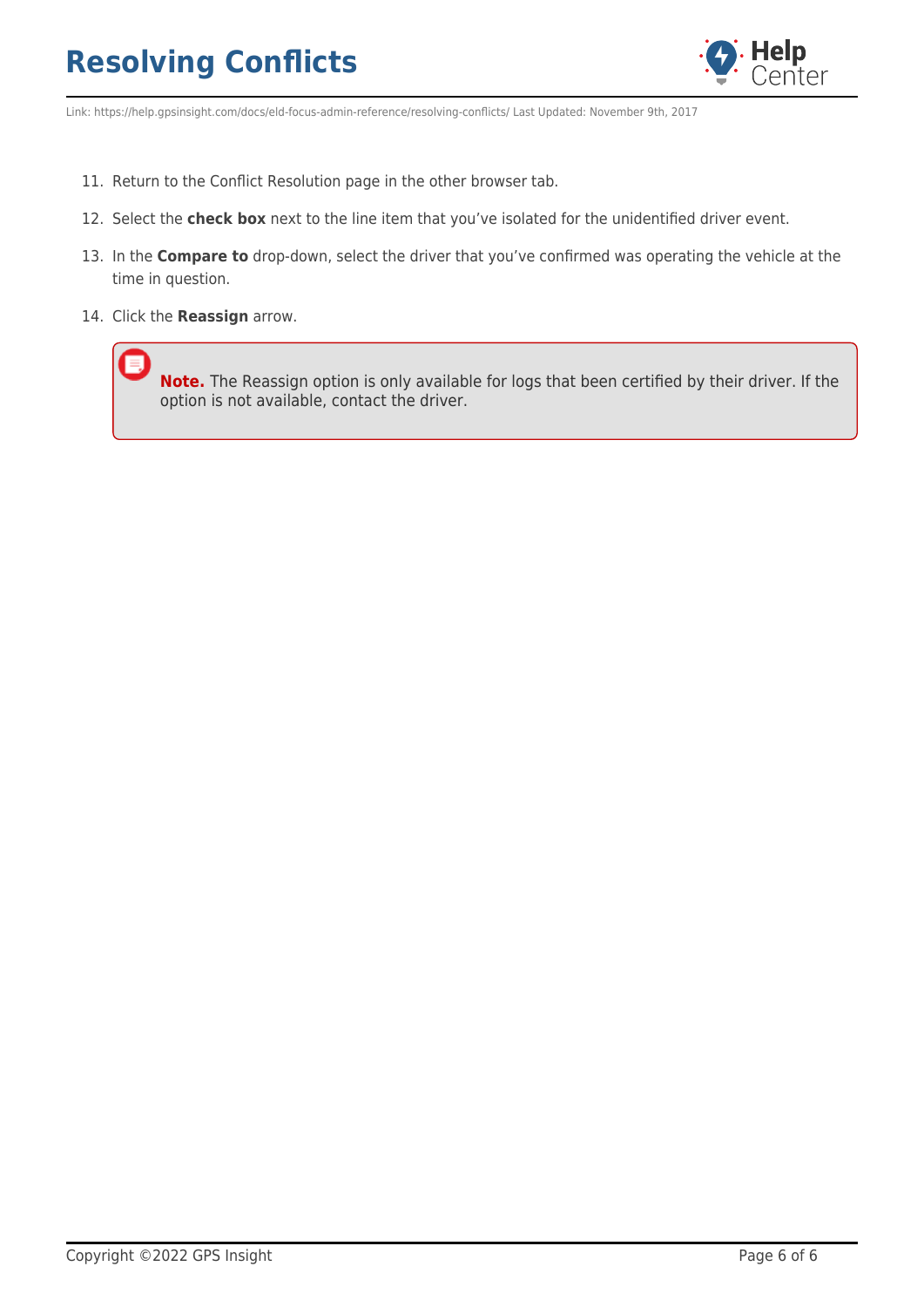11. Return to the Conflict Resolution page in the other browser tab.
12. Select the **check box** next to the line item that you've isolated for the unidentified driver event.
13. In the **Compare to** drop-down, select the driver that you've confirmed was operating the vehicle at the time in question.
14. Click the **Reassign** arrow.

> **Note.** The Reassign option is only available for logs that been certified by their driver. If the option is not available, contact the driver.